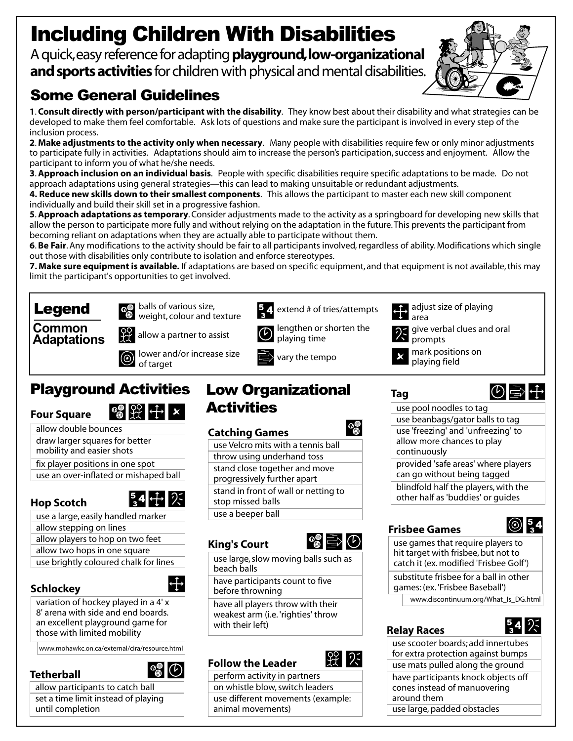# Including Children With Disabilities

A quick, easy reference for adapting **playground, low-organizational and sports activities** for children with physical and mental disabilities.

## Some General Guidelines

**1**. **Consult directly with person/participant with the disability**. They know best about their disability and what strategies can be developed to make them feel comfortable. Ask lots of questions and make sure the participant is involved in every step of the inclusion process.

**2**. **Make adjustments to the activity only when necessary**. Many people with disabilities require few or only minor adjustments to participate fully in activities. Adaptations should aim to increase the person's participation, success and enjoyment. Allow the participant to inform you of what he/she needs.

**3**. **Approach inclusion on an individual basis**. People with specific disabilities require specific adaptations to be made. Do not approach adaptations using general strategies—this can lead to making unsuitable or redundant adjustments.

**4. Reduce new skills down to their smallest components**. This allows the participant to master each new skill component individually and build their skill set in a progressive fashion.

**5**. **Approach adaptations as temporary**. Consider adjustments made to the activity as a springboard for developing new skills that allow the person to participate more fully and without relying on the adaptation in the future. This prevents the participant from becoming reliant on adaptations when they are actually able to participate without them.

**6**. **Be Fair**. Any modifications to the activity should be fair to all participants involved, regardless of ability. Modifications which single out those with disabilities only contribute to isolation and enforce stereotypes.

**7. Make sure equipment is available.** If adaptations are based on specific equipment, and that equipment is not available, this may limit the participant's opportunities to get involved.

## Legend

**Common Adaptations**

- balls of various size, weight, colour and texture
- allow a partner to assist
- lower and/or increase size of target
- extend # of tries/attempts
- lengthen or shorten the playing time
- vary the tempo
- adjust size of playing area
- give verbal clues and oral prompts
- mark positions on playing field

## Playground Activities

### Four Square

- allow double bounces
- draw larger squares for better mobility and easier shots
- fix player positions in one spot
- use an over-inflated or mishaped ball

### Hop Scotch

- use a large, easily handled marker
- allow stepping on lines
- allow players to hop on two feet
- allow two hops in one square
- use brightly coloured chalk for lines

### Schlockey

- variation of hockey played in a 4' x 8' arena with side and end boards. an excellent playground game for those with limited mobility

www.mohawkc.on.ca/external/cira/resource.html

### Tetherball

- allow participants to catch ball
- set a time limit instead of playing until completion

## Low Organizational Activities

### Catching Games

- use Velcro mits with a tennis ball
- throw using underhand toss
- stand close together and move progressively further apart
- stand in front of wall or netting to stop missed balls
- use a beeper ball

### King's Court

- use large, slow moving balls such as beach balls
- have participants count to five before thrownning
- have all players throw with their weakest arm (i.e. 'righties' throw with their left)

### Follow the Leader

- perform activity in partners
- on whistle blow, switch leaders
- use different movements (example: animal movements)

### Tag

- use pool noodles to tag
- use beanbags/gator balls to tag
- use 'freezing' and 'unfreezing' to allow more chances to play continuously
- provided 'safe areas' where players can go without being tagged
- blindfold half the players, with the other half as 'buddies' or guides

### Frisbee Games

- use games that require players to hit target with frisbee, but not to catch it (ex. modified 'Frisbee Golf')
- substitute frisbee for a ball in other games: (ex. 'Frisbee Baseball')

www.discontinuum.org/What_Is_DG.html

### Relay Races

- use scooter boards; add innertubes for extra protection against bumps
- use mats pulled along the ground
- have participants knock objects off cones instead of manuovering around them
- use large, padded obstacles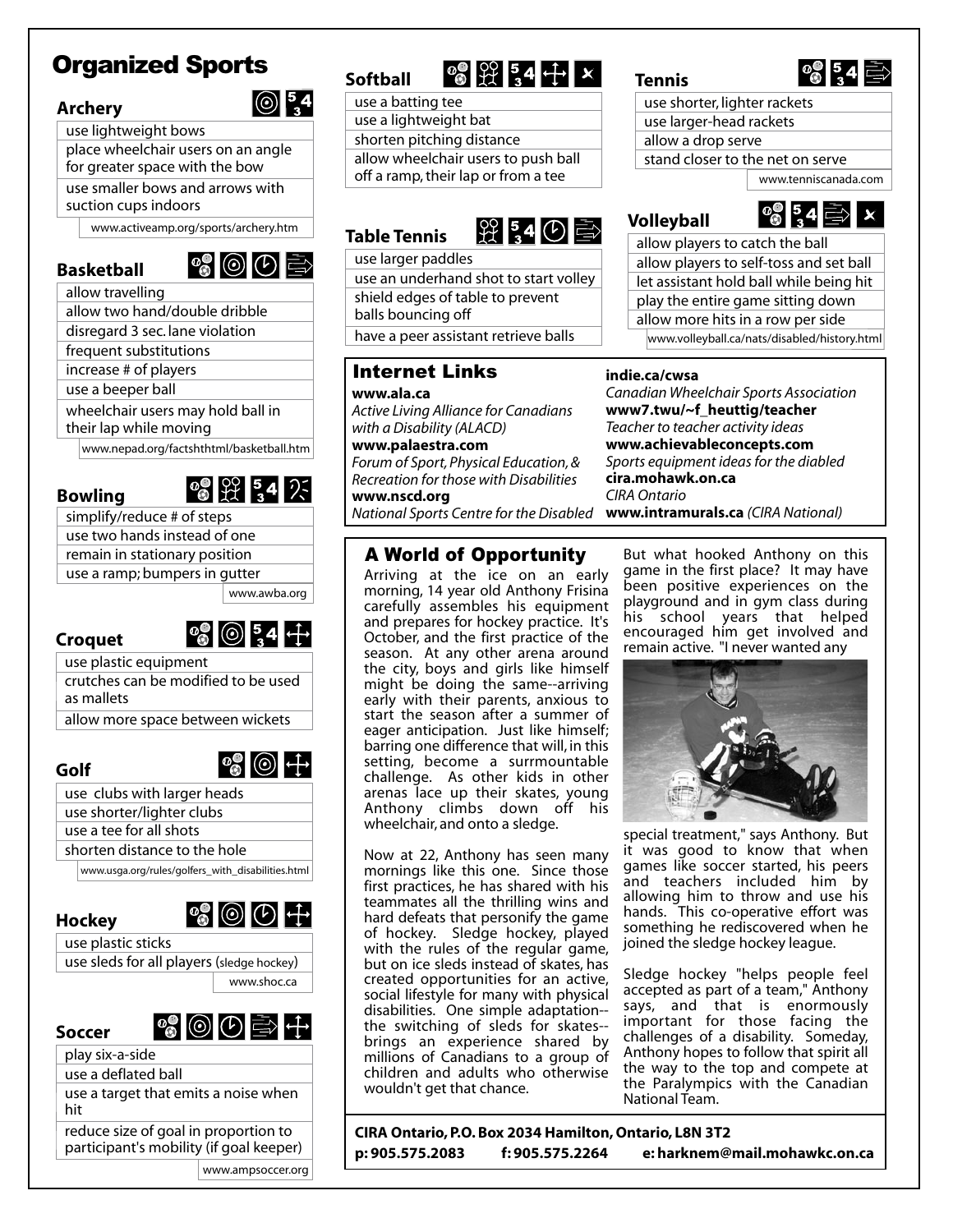# Organized Sports

## Archery

- use lightweight bows
- place wheelchair users on an angle for greater space with the bow
- use smaller bows and arrows with suction cups indoors

www.activeamp.org/sports/archery.htm

## Basketball

- allow travelling
- allow two hand/double dribble
- disregard 3 sec. lane violation
- frequent substitutions
- increase # of players
- use a beeper ball
- wheelchair users may hold ball in their lap while moving

www.nepad.org/factshthtml/basketball.htm

## Bowling

- simplify/reduce # of steps
- use two hands instead of one
- remain in stationary position
- use a ramp; bumpers in gutter

www.awba.org

## Croquet

- use plastic equipment
- crutches can be modified to be used as mallets
- allow more space between wickets

## Golf

- use clubs with larger heads
- use shorter/lighter clubs
- use a tee for all shots
- shorten distance to the hole

www.usga.org/rules/golfers_with_disabilities.html

## Hockey

- use plastic sticks
- use sleds for all players (sledge hockey)

www.shoc.ca

## Soccer

- play six-a-side
- use a deflated ball
- use a target that emits a noise when hit
- reduce size of goal in proportion to participant's mobility (if goal keeper)

www.ampsoccer.org

## Softball

- use a batting tee
- use a lightweight bat
- shorten pitching distance
- allow wheelchair users to push ball off a ramp, their lap or from a tee

## Table Tennis

- use larger paddles
- use an underhand shot to start volley
- shield edges of table to prevent balls bouncing off
- have a peer assistant retrieve balls

## Tennis

- use shorter, lighter rackets
- use larger-head rackets
- allow a drop serve
- stand closer to the net on serve

www.tenniscanada.com

## Volleyball

- allow players to catch the ball
- allow players to self-toss and set ball
- let assistant hold ball while being hit
- play the entire game sitting down
- allow more hits in a row per side

www.volleyball.ca/nats/disabled/history.html

## Internet Links

**www.ala.ca**
*Active Living Alliance for Canadians with a Disability (ALACD)*

**www.palaestra.com**
*Forum of Sport, Physical Education, & Recreation for those with Disabilities*

**www.nscd.org**
*National Sports Centre for the Disabled*

**indie.ca/cwsa**
*Canadian Wheelchair Sports Association*

**www7.twu/~f_heuttig/teacher**
*Teacher to teacher activity ideas*

**www.achievableconcepts.com**
*Sports equipment ideas for the diabled*

**cira.mohawk.on.ca**
*CIRA Ontario*

**www.intramurals.ca** *(CIRA National)*

## A World of Opportunity

Arriving at the ice on an early morning, 14 year old Anthony Frisina carefully assembles his equipment and prepares for hockey practice. It's October, and the first practice of the season. At any other arena around the city, boys and girls like himself might be doing the same--arriving early with their parents, anxious to start the season after a summer of eager anticipation. Just like himself; barring one difference that will, in this setting, become a surrmountable challenge. As other kids in other arenas lace up their skates, young Anthony climbs down off his wheelchair, and onto a sledge.

Now at 22, Anthony has seen many mornings like this one. Since those first practices, he has shared with his teammates all the thrilling wins and hard defeats that personify the game of hockey. Sledge hockey, played with the rules of the regular game, but on ice sleds instead of skates, has created opportunities for an active, social lifestyle for many with physical disabilities. One simple adaptation--the switching of sleds for skates--brings an experience shared by millions of Canadians to a group of children and adults who otherwise wouldn't get that chance.

But what hooked Anthony on this game in the first place? It may have been positive experiences on the playground and in gym class during his school years that helped encouraged him get involved and remain active. "I never wanted any special treatment," says Anthony. But it was good to know that when games like soccer started, his peers and teachers included him by allowing him to throw and use his hands. This co-operative effort was something he rediscovered when he joined the sledge hockey league.

Sledge hockey "helps people feel accepted as part of a team," Anthony says, and that is enormously important for those facing the challenges of a disability. Someday, Anthony hopes to follow that spirit all the way to the top and compete at the Paralympics with the Canadian National Team.

**CIRA Ontario, P.O. Box 2034 Hamilton, Ontario, L8N 3T2**
**p: 905.575.2083 f: 905.575.2264 e: harknem@mail.mohawkc.on.ca**